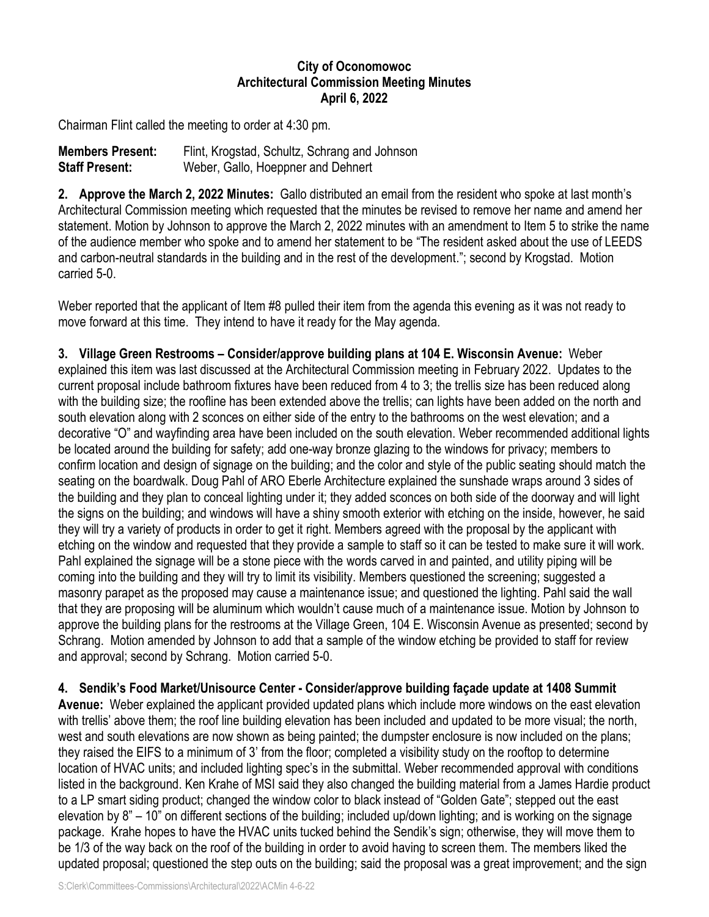**City of Oconomowoc**
**Architectural Commission Meeting Minutes**
**April 6, 2022**

Chairman Flint called the meeting to order at 4:30 pm.

**Members Present:** Flint, Krogstad, Schultz, Schrang and Johnson
**Staff Present:** Weber, Gallo, Hoeppner and Dehnert

**2. Approve the March 2, 2022 Minutes:** Gallo distributed an email from the resident who spoke at last month's Architectural Commission meeting which requested that the minutes be revised to remove her name and amend her statement. Motion by Johnson to approve the March 2, 2022 minutes with an amendment to Item 5 to strike the name of the audience member who spoke and to amend her statement to be "The resident asked about the use of LEEDS and carbon-neutral standards in the building and in the rest of the development."; second by Krogstad. Motion carried 5-0.

Weber reported that the applicant of Item #8 pulled their item from the agenda this evening as it was not ready to move forward at this time. They intend to have it ready for the May agenda.

**3. Village Green Restrooms – Consider/approve building plans at 104 E. Wisconsin Avenue:** Weber explained this item was last discussed at the Architectural Commission meeting in February 2022. Updates to the current proposal include bathroom fixtures have been reduced from 4 to 3; the trellis size has been reduced along with the building size; the roofline has been extended above the trellis; can lights have been added on the north and south elevation along with 2 sconces on either side of the entry to the bathrooms on the west elevation; and a decorative "O" and wayfinding area have been included on the south elevation. Weber recommended additional lights be located around the building for safety; add one-way bronze glazing to the windows for privacy; members to confirm location and design of signage on the building; and the color and style of the public seating should match the seating on the boardwalk. Doug Pahl of ARO Eberle Architecture explained the sunshade wraps around 3 sides of the building and they plan to conceal lighting under it; they added sconces on both side of the doorway and will light the signs on the building; and windows will have a shiny smooth exterior with etching on the inside, however, he said they will try a variety of products in order to get it right. Members agreed with the proposal by the applicant with etching on the window and requested that they provide a sample to staff so it can be tested to make sure it will work. Pahl explained the signage will be a stone piece with the words carved in and painted, and utility piping will be coming into the building and they will try to limit its visibility. Members questioned the screening; suggested a masonry parapet as the proposed may cause a maintenance issue; and questioned the lighting. Pahl said the wall that they are proposing will be aluminum which wouldn't cause much of a maintenance issue. Motion by Johnson to approve the building plans for the restrooms at the Village Green, 104 E. Wisconsin Avenue as presented; second by Schrang. Motion amended by Johnson to add that a sample of the window etching be provided to staff for review and approval; second by Schrang. Motion carried 5-0.

**4. Sendik's Food Market/Unisource Center - Consider/approve building façade update at 1408 Summit Avenue:** Weber explained the applicant provided updated plans which include more windows on the east elevation with trellis' above them; the roof line building elevation has been included and updated to be more visual; the north, west and south elevations are now shown as being painted; the dumpster enclosure is now included on the plans; they raised the EIFS to a minimum of 3' from the floor; completed a visibility study on the rooftop to determine location of HVAC units; and included lighting spec's in the submittal. Weber recommended approval with conditions listed in the background. Ken Krahe of MSI said they also changed the building material from a James Hardie product to a LP smart siding product; changed the window color to black instead of "Golden Gate"; stepped out the east elevation by 8" – 10" on different sections of the building; included up/down lighting; and is working on the signage package. Krahe hopes to have the HVAC units tucked behind the Sendik's sign; otherwise, they will move them to be 1/3 of the way back on the roof of the building in order to avoid having to screen them. The members liked the updated proposal; questioned the step outs on the building; said the proposal was a great improvement; and the sign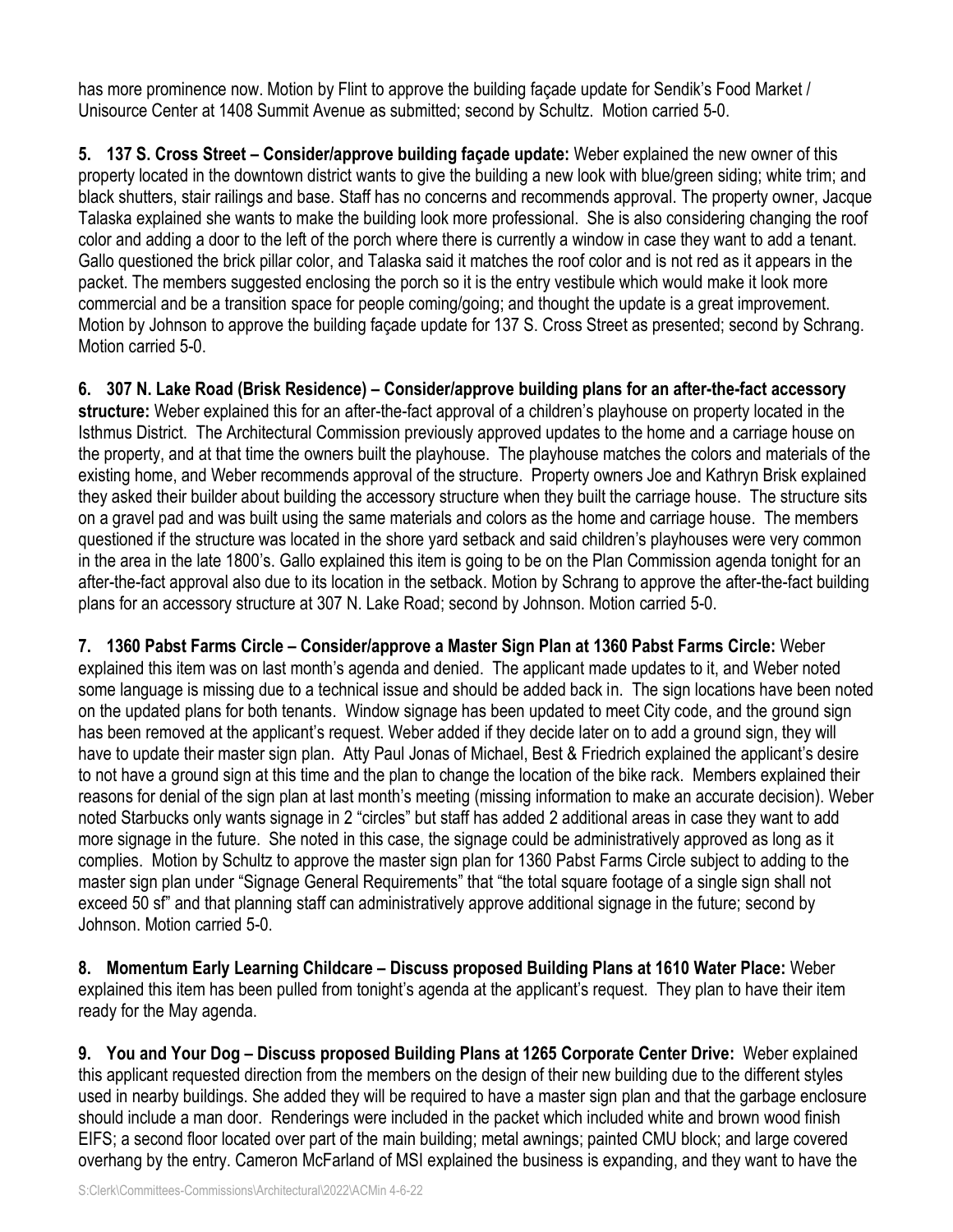has more prominence now. Motion by Flint to approve the building façade update for Sendik's Food Market / Unisource Center at 1408 Summit Avenue as submitted; second by Schultz. Motion carried 5-0.

**5. 137 S. Cross Street – Consider/approve building façade update:** Weber explained the new owner of this property located in the downtown district wants to give the building a new look with blue/green siding; white trim; and black shutters, stair railings and base. Staff has no concerns and recommends approval. The property owner, Jacque Talaska explained she wants to make the building look more professional. She is also considering changing the roof color and adding a door to the left of the porch where there is currently a window in case they want to add a tenant. Gallo questioned the brick pillar color, and Talaska said it matches the roof color and is not red as it appears in the packet. The members suggested enclosing the porch so it is the entry vestibule which would make it look more commercial and be a transition space for people coming/going; and thought the update is a great improvement. Motion by Johnson to approve the building façade update for 137 S. Cross Street as presented; second by Schrang. Motion carried 5-0.

**6. 307 N. Lake Road (Brisk Residence) – Consider/approve building plans for an after-the-fact accessory structure:** Weber explained this for an after-the-fact approval of a children's playhouse on property located in the Isthmus District. The Architectural Commission previously approved updates to the home and a carriage house on the property, and at that time the owners built the playhouse. The playhouse matches the colors and materials of the existing home, and Weber recommends approval of the structure. Property owners Joe and Kathryn Brisk explained they asked their builder about building the accessory structure when they built the carriage house. The structure sits on a gravel pad and was built using the same materials and colors as the home and carriage house. The members questioned if the structure was located in the shore yard setback and said children's playhouses were very common in the area in the late 1800's. Gallo explained this item is going to be on the Plan Commission agenda tonight for an after-the-fact approval also due to its location in the setback. Motion by Schrang to approve the after-the-fact building plans for an accessory structure at 307 N. Lake Road; second by Johnson. Motion carried 5-0.

**7. 1360 Pabst Farms Circle – Consider/approve a Master Sign Plan at 1360 Pabst Farms Circle:** Weber explained this item was on last month's agenda and denied. The applicant made updates to it, and Weber noted some language is missing due to a technical issue and should be added back in. The sign locations have been noted on the updated plans for both tenants. Window signage has been updated to meet City code, and the ground sign has been removed at the applicant's request. Weber added if they decide later on to add a ground sign, they will have to update their master sign plan. Atty Paul Jonas of Michael, Best & Friedrich explained the applicant's desire to not have a ground sign at this time and the plan to change the location of the bike rack. Members explained their reasons for denial of the sign plan at last month's meeting (missing information to make an accurate decision). Weber noted Starbucks only wants signage in 2 "circles" but staff has added 2 additional areas in case they want to add more signage in the future. She noted in this case, the signage could be administratively approved as long as it complies. Motion by Schultz to approve the master sign plan for 1360 Pabst Farms Circle subject to adding to the master sign plan under "Signage General Requirements" that "the total square footage of a single sign shall not exceed 50 sf" and that planning staff can administratively approve additional signage in the future; second by Johnson. Motion carried 5-0.

**8. Momentum Early Learning Childcare – Discuss proposed Building Plans at 1610 Water Place:** Weber explained this item has been pulled from tonight's agenda at the applicant's request. They plan to have their item ready for the May agenda.

**9. You and Your Dog – Discuss proposed Building Plans at 1265 Corporate Center Drive:** Weber explained this applicant requested direction from the members on the design of their new building due to the different styles used in nearby buildings. She added they will be required to have a master sign plan and that the garbage enclosure should include a man door. Renderings were included in the packet which included white and brown wood finish EIFS; a second floor located over part of the main building; metal awnings; painted CMU block; and large covered overhang by the entry. Cameron McFarland of MSI explained the business is expanding, and they want to have the

S:Clerk\Committees-Commissions\Architectural\2022\ACMin 4-6-22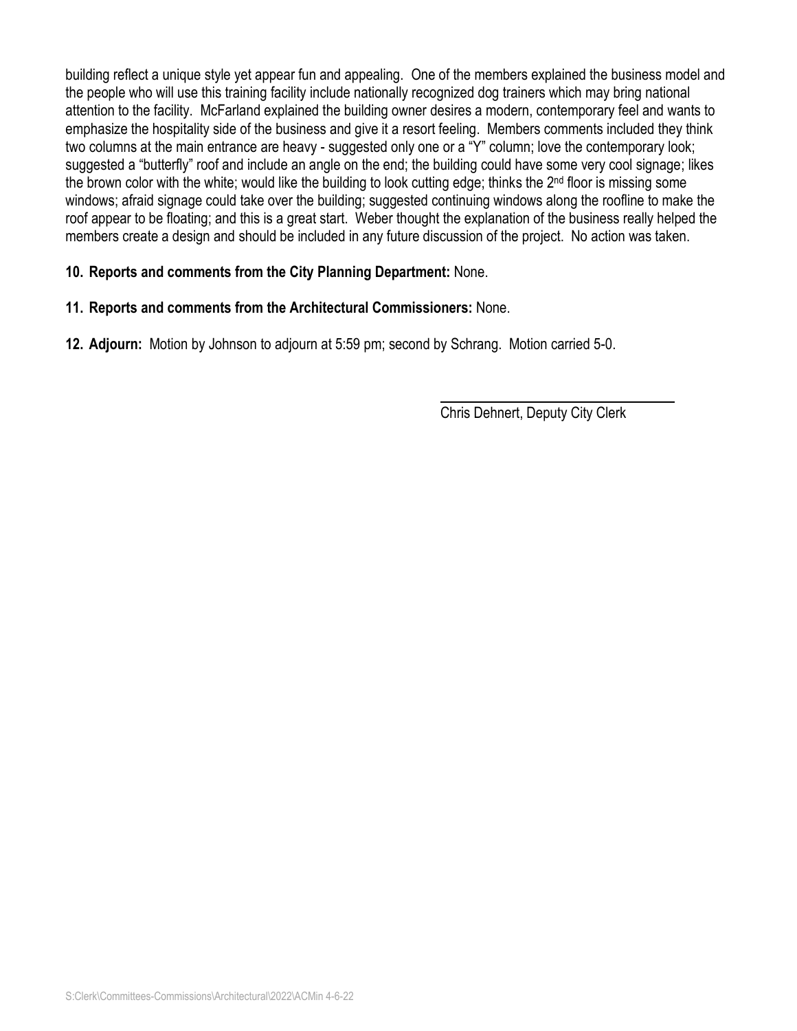building reflect a unique style yet appear fun and appealing. One of the members explained the business model and the people who will use this training facility include nationally recognized dog trainers which may bring national attention to the facility. McFarland explained the building owner desires a modern, contemporary feel and wants to emphasize the hospitality side of the business and give it a resort feeling. Members comments included they think two columns at the main entrance are heavy - suggested only one or a "Y" column; love the contemporary look; suggested a "butterfly" roof and include an angle on the end; the building could have some very cool signage; likes the brown color with the white; would like the building to look cutting edge; thinks the 2nd floor is missing some windows; afraid signage could take over the building; suggested continuing windows along the roofline to make the roof appear to be floating; and this is a great start. Weber thought the explanation of the business really helped the members create a design and should be included in any future discussion of the project. No action was taken.

**10. Reports and comments from the City Planning Department:** None.

**11. Reports and comments from the Architectural Commissioners:** None.

**12. Adjourn:** Motion by Johnson to adjourn at 5:59 pm; second by Schrang. Motion carried 5-0.

Chris Dehnert, Deputy City Clerk

S:Clerk\Committees-Commissions\Architectural\2022\ACMin 4-6-22